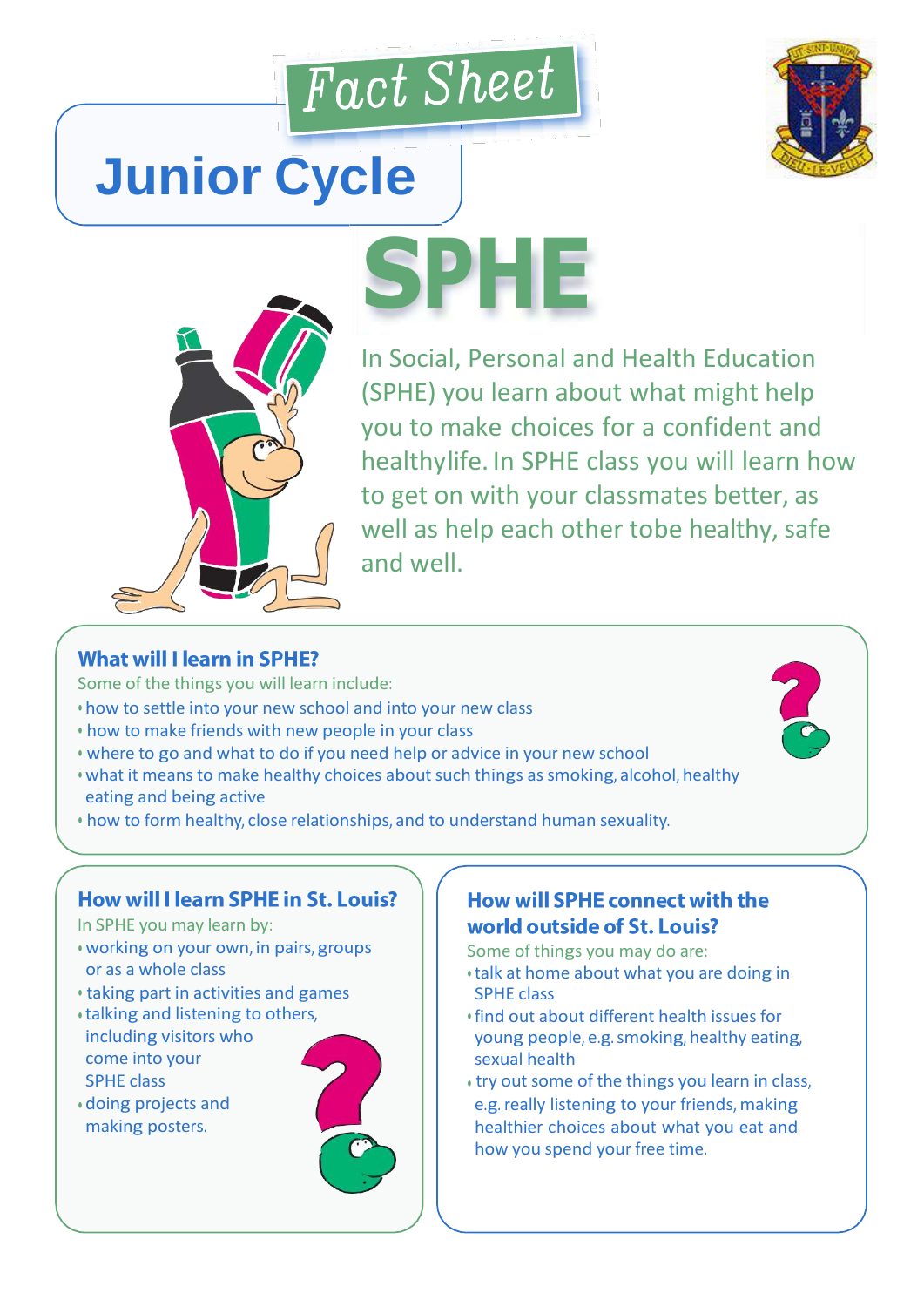# Fact Sheet

# Junior Cycle

# SPHE

In Social, Personal and Health Education (SPHE) you learn about what might help you to make choices for a confident and healthylife. In SPHE class you will learn how to get on with your classmates better, as well as help each other tobe healthy, safe and well.

## What will I learn in SPHE?

Some of the things you will learn include:

- how to settle into your new school and into your new class
- how to make friends with new people in your class
- where to go and what to do if you need help or advice in your new school
- what it means to make healthy choices about such things as smoking, alcohol, healthy eating and being active
- how to form healthy, close relationships, and to understand human sexuality.

## How will I learn SPHE in St. Louis?

In SPHE you may learn by:

- working on your own, in pairs, groups or as a whole class
- taking part in activities and games
- talking and listening to others, including visitors who come into your SPHE class
- doing projects and making posters.

## How will SPHE connect with the world outside of St. Louis?

Some of things you may do are:

- talk at home about what you are doing in SPHE class
- find out about different health issues for young people, e.g. smoking, healthy eating, sexual health
- try out some of the things you learn in class, e.g. really listening to your friends, making healthier choices about what you eat and how you spend your free time.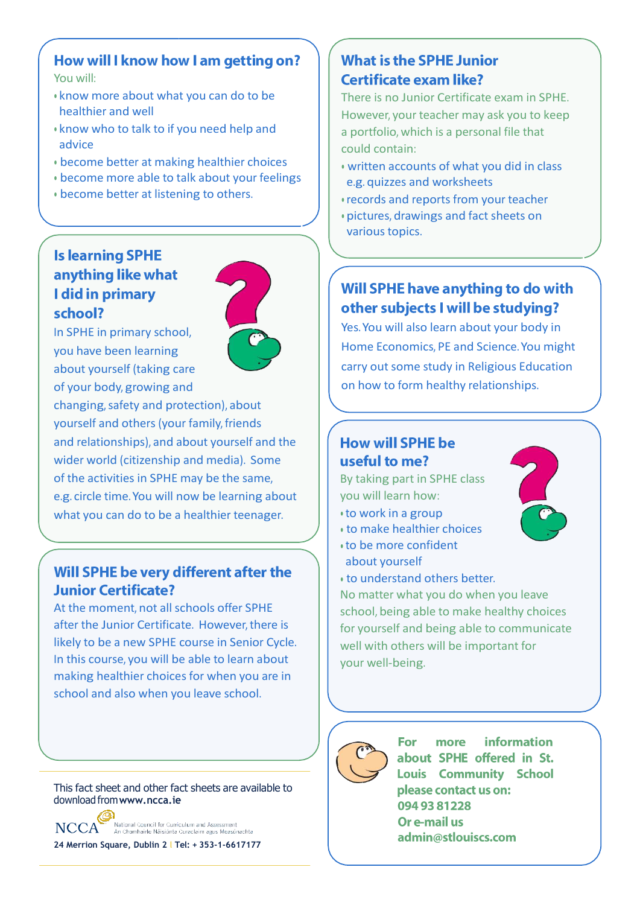## How will I know how I am getting on?

You will:

- know more about what you can do to be healthier and well
- know who to talk to if you need help and advice
- become better at making healthier choices
- become more able to talk about your feelings
- become better at listening to others.

## Is learning SPHE anything like what I did in primary school?

In SPHE in primary school, you have been learning about yourself (taking care of your body, growing and changing, safety and protection), about yourself and others (your family, friends and relationships), and about yourself and the wider world (citizenship and media). Some of the activities in SPHE may be the same, e.g. circle time. You will now be learning about what you can do to be a healthier teenager.

## Will SPHE be very different after the Junior Certificate?

At the moment, not all schools offer SPHE after the Junior Certificate. However, there is likely to be a new SPHE course in Senior Cycle. In this course, you will be able to learn about making healthier choices for when you are in school and also when you leave school.

## What is the SPHE Junior Certificate exam like?

There is no Junior Certificate exam in SPHE. However, your teacher may ask you to keep a portfolio, which is a personal file that could contain:

- written accounts of what you did in class e.g. quizzes and worksheets
- records and reports from your teacher
- pictures, drawings and fact sheets on various topics.

## Will SPHE have anything to do with other subjects I will be studying?

Yes. You will also learn about your body in Home Economics, PE and Science. You might carry out some study in Religious Education on how to form healthy relationships.

## How will SPHE be useful to me?

By taking part in SPHE class you will learn how:

- to work in a group
- to make healthier choices
- to be more confident about yourself
- to understand others better.

No matter what you do when you leave school, being able to make healthy choices for yourself and being able to communicate well with others will be important for your well-being.

**For more information about SPHE offered in St. Louis Community School please contact us on: 094 93 81228 Or e-mail us admin@stlouiscs.com**

This fact sheet and other fact sheets are available to download from **www.ncca.ie**

NCCA National Council for Curriculum and Assessment
An Chomhairle Náisiúnta Curaclaim agus Measúnachta

**24 Merrion Square, Dublin 2 | Tel: + 353-1-6617177**